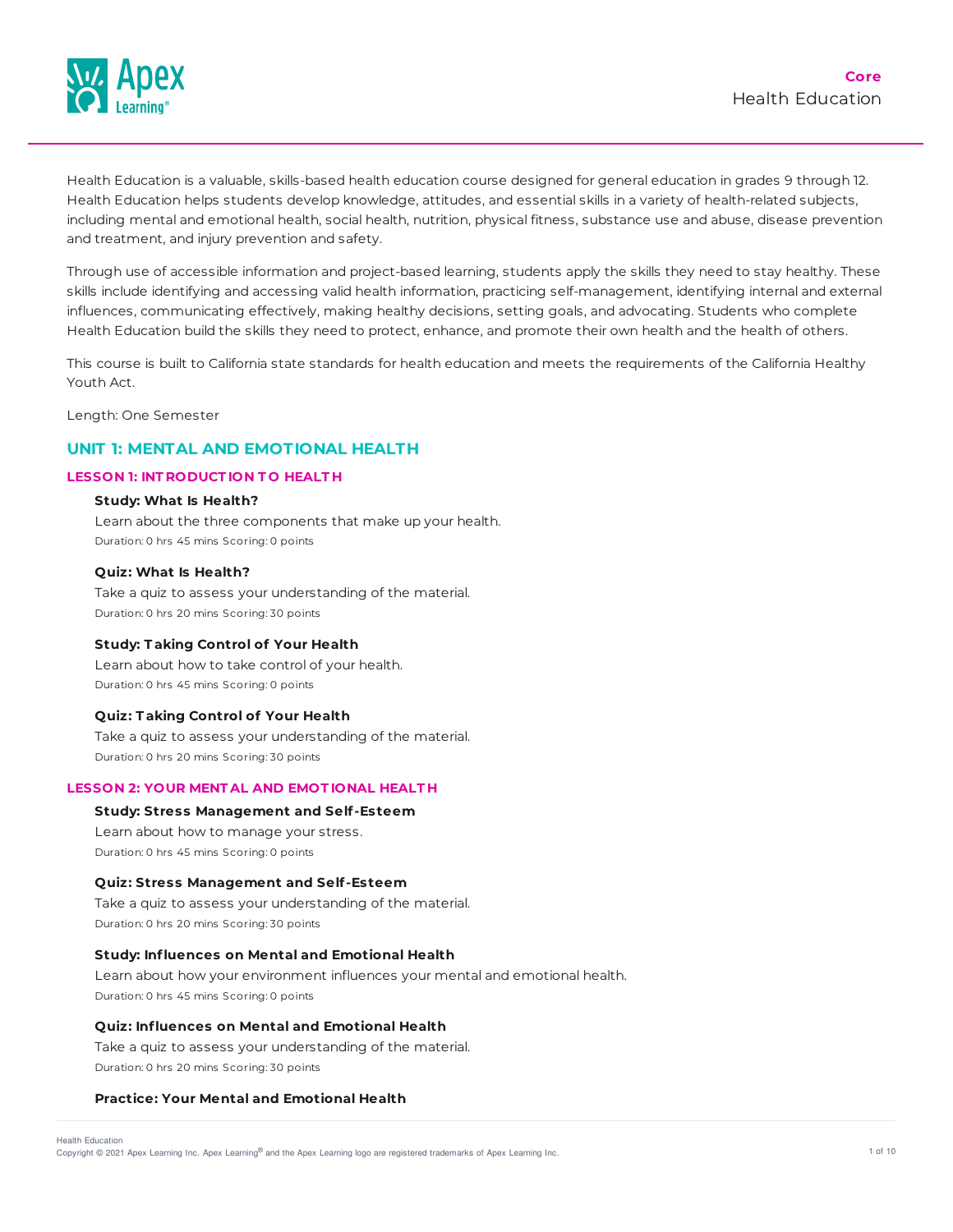# Core
## Health Education

Health Education is a valuable, skills-based health education course designed for general education in grades 9 through 12. Health Education helps students develop knowledge, attitudes, and essential skills in a variety of health-related subjects, including mental and emotional health, social health, nutrition, physical fitness, substance use and abuse, disease prevention and treatment, and injury prevention and safety.

Through use of accessible information and project-based learning, students apply the skills they need to stay healthy. These skills include identifying and accessing valid health information, practicing self-management, identifying internal and external influences, communicating effectively, making healthy decisions, setting goals, and advocating. Students who complete Health Education build the skills they need to protect, enhance, and promote their own health and the health of others.

This course is built to California state standards for health education and meets the requirements of the California Healthy Youth Act.

Length: One Semester

## UNIT 1: MENTAL AND EMOTIONAL HEALTH

### LESSON 1: INTRODUCTION TO HEALTH

**Study: What Is Health?**
Learn about the three components that make up your health.
Duration: 0 hrs 45 mins Scoring: 0 points

**Quiz: What Is Health?**
Take a quiz to assess your understanding of the material.
Duration: 0 hrs 20 mins Scoring: 30 points

**Study: Taking Control of Your Health**
Learn about how to take control of your health.
Duration: 0 hrs 45 mins Scoring: 0 points

**Quiz: Taking Control of Your Health**
Take a quiz to assess your understanding of the material.
Duration: 0 hrs 20 mins Scoring: 30 points

### LESSON 2: YOUR MENTAL AND EMOTIONAL HEALTH

**Study: Stress Management and Self-Esteem**
Learn about how to manage your stress.
Duration: 0 hrs 45 mins Scoring: 0 points

**Quiz: Stress Management and Self-Esteem**
Take a quiz to assess your understanding of the material.
Duration: 0 hrs 20 mins Scoring: 30 points

**Study: Influences on Mental and Emotional Health**
Learn about how your environment influences your mental and emotional health.
Duration: 0 hrs 45 mins Scoring: 0 points

**Quiz: Influences on Mental and Emotional Health**
Take a quiz to assess your understanding of the material.
Duration: 0 hrs 20 mins Scoring: 30 points

**Practice: Your Mental and Emotional Health**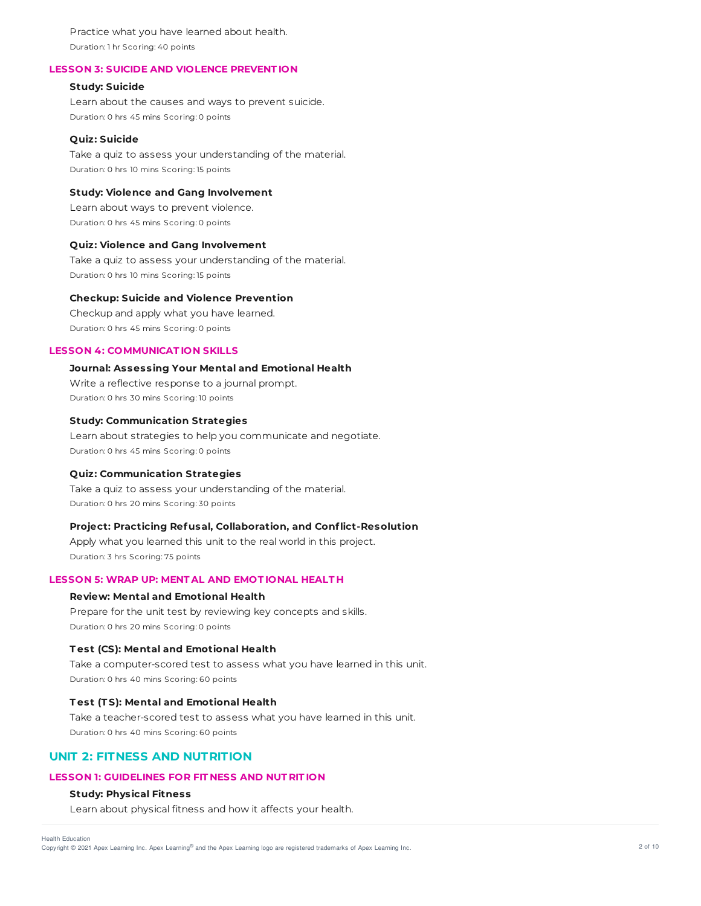Practice what you have learned about health.

Duration: 1 hr Scoring: 40 points

### LESSON 3: SUICIDE AND VIOLENCE PREVENTION

**Study: Suicide**

Learn about the causes and ways to prevent suicide.

Duration: 0 hrs 45 mins Scoring: 0 points

**Quiz: Suicide**

Take a quiz to assess your understanding of the material.

Duration: 0 hrs 10 mins Scoring: 15 points

**Study: Violence and Gang Involvement**

Learn about ways to prevent violence.

Duration: 0 hrs 45 mins Scoring: 0 points

**Quiz: Violence and Gang Involvement**

Take a quiz to assess your understanding of the material.

Duration: 0 hrs 10 mins Scoring: 15 points

**Checkup: Suicide and Violence Prevention**

Checkup and apply what you have learned.

Duration: 0 hrs 45 mins Scoring: 0 points

### LESSON 4: COMMUNICATION SKILLS

**Journal: Assessing Your Mental and Emotional Health**

Write a reflective response to a journal prompt.

Duration: 0 hrs 30 mins Scoring: 10 points

**Study: Communication Strategies**

Learn about strategies to help you communicate and negotiate.

Duration: 0 hrs 45 mins Scoring: 0 points

**Quiz: Communication Strategies**

Take a quiz to assess your understanding of the material.

Duration: 0 hrs 20 mins Scoring: 30 points

**Project: Practicing Refusal, Collaboration, and Conflict-Resolution**

Apply what you learned this unit to the real world in this project.

Duration: 3 hrs Scoring: 75 points

### LESSON 5: WRAP UP: MENTAL AND EMOTIONAL HEALTH

**Review: Mental and Emotional Health**

Prepare for the unit test by reviewing key concepts and skills.

Duration: 0 hrs 20 mins Scoring: 0 points

**Test (CS): Mental and Emotional Health**

Take a computer-scored test to assess what you have learned in this unit.

Duration: 0 hrs 40 mins Scoring: 60 points

**Test (TS): Mental and Emotional Health**

Take a teacher-scored test to assess what you have learned in this unit.

Duration: 0 hrs 40 mins Scoring: 60 points

## UNIT 2: FITNESS AND NUTRITION

### LESSON 1: GUIDELINES FOR FITNESS AND NUTRITION

**Study: Physical Fitness**

Learn about physical fitness and how it affects your health.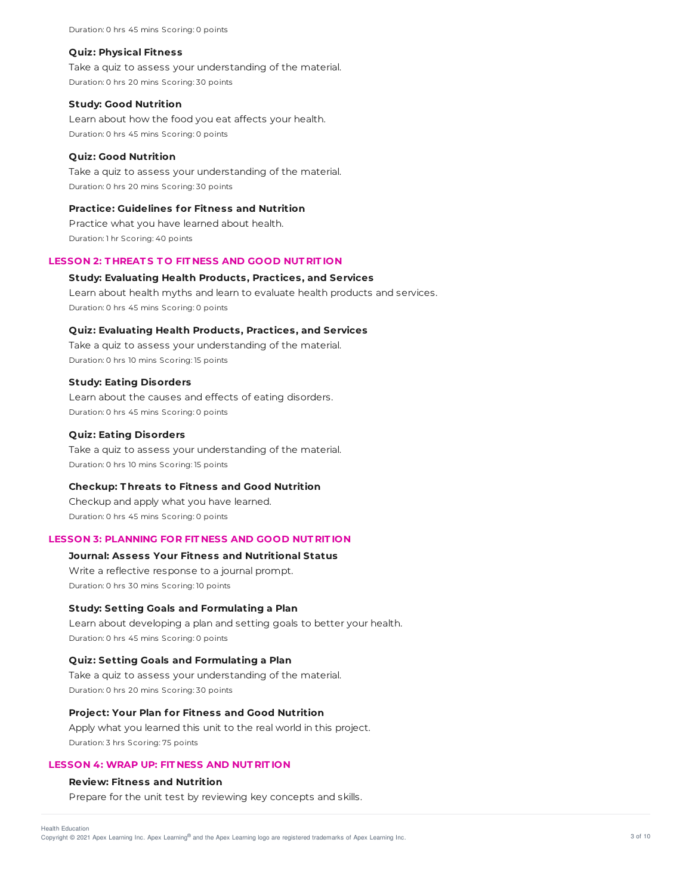Duration: 0 hrs 45 mins Scoring: 0 points

**Quiz: Physical Fitness**

Take a quiz to assess your understanding of the material.

Duration: 0 hrs 20 mins Scoring: 30 points

**Study: Good Nutrition**

Learn about how the food you eat affects your health.

Duration: 0 hrs 45 mins Scoring: 0 points

**Quiz: Good Nutrition**

Take a quiz to assess your understanding of the material.

Duration: 0 hrs 20 mins Scoring: 30 points

**Practice: Guidelines for Fitness and Nutrition**

Practice what you have learned about health.

Duration: 1 hr Scoring: 40 points

## LESSON 2: THREATS TO FITNESS AND GOOD NUTRITION

**Study: Evaluating Health Products, Practices, and Services**

Learn about health myths and learn to evaluate health products and services.

Duration: 0 hrs 45 mins Scoring: 0 points

**Quiz: Evaluating Health Products, Practices, and Services**

Take a quiz to assess your understanding of the material.

Duration: 0 hrs 10 mins Scoring: 15 points

**Study: Eating Disorders**

Learn about the causes and effects of eating disorders.

Duration: 0 hrs 45 mins Scoring: 0 points

**Quiz: Eating Disorders**

Take a quiz to assess your understanding of the material.

Duration: 0 hrs 10 mins Scoring: 15 points

**Checkup: Threats to Fitness and Good Nutrition**

Checkup and apply what you have learned.

Duration: 0 hrs 45 mins Scoring: 0 points

## LESSON 3: PLANNING FOR FITNESS AND GOOD NUTRITION

**Journal: Assess Your Fitness and Nutritional Status**

Write a reflective response to a journal prompt.

Duration: 0 hrs 30 mins Scoring: 10 points

**Study: Setting Goals and Formulating a Plan**

Learn about developing a plan and setting goals to better your health.

Duration: 0 hrs 45 mins Scoring: 0 points

**Quiz: Setting Goals and Formulating a Plan**

Take a quiz to assess your understanding of the material.

Duration: 0 hrs 20 mins Scoring: 30 points

**Project: Your Plan for Fitness and Good Nutrition**

Apply what you learned this unit to the real world in this project.

Duration: 3 hrs Scoring: 75 points

## LESSON 4: WRAP UP: FITNESS AND NUTRITION

**Review: Fitness and Nutrition**

Prepare for the unit test by reviewing key concepts and skills.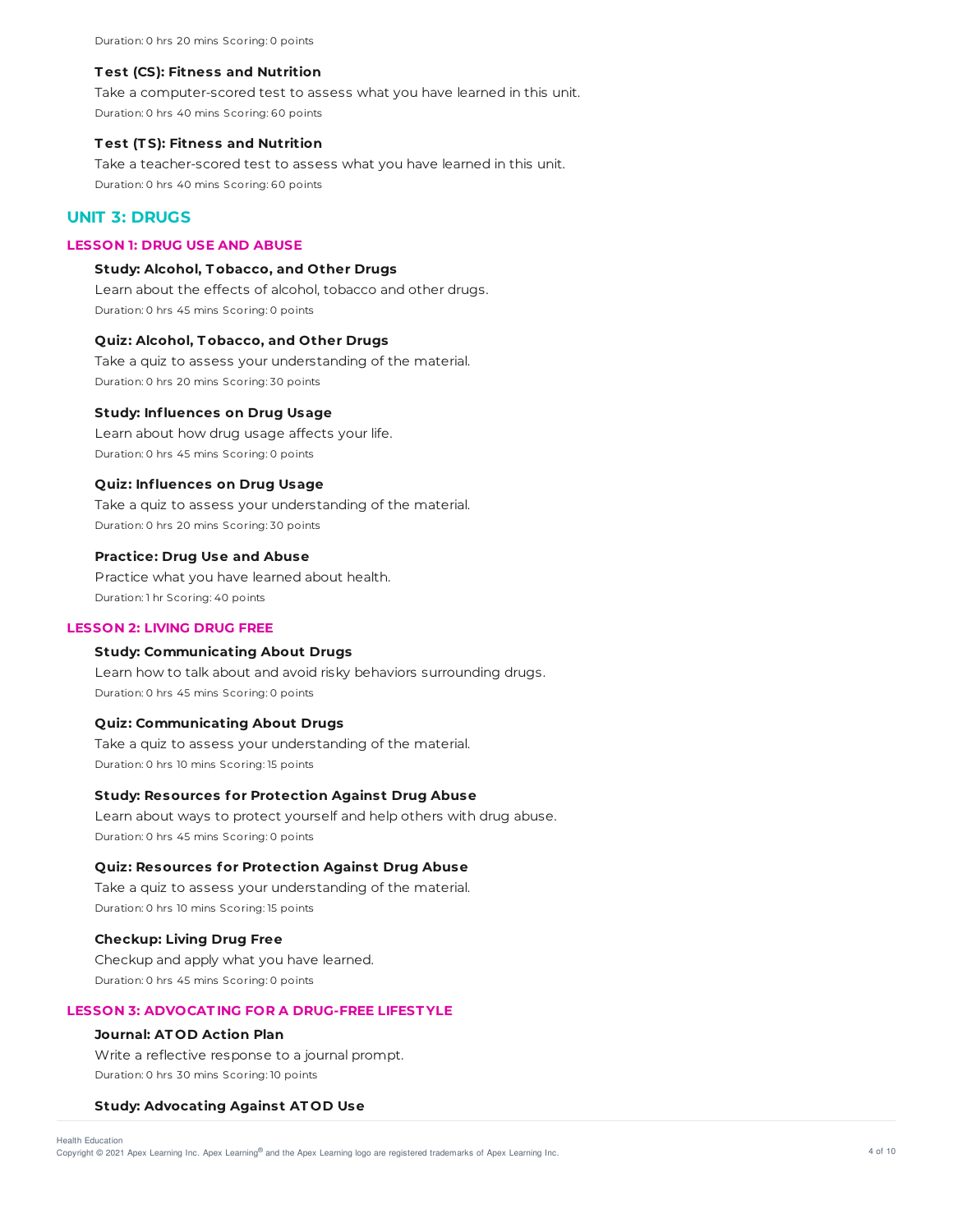Duration: 0 hrs 20 mins Scoring: 0 points

**Test (CS): Fitness and Nutrition**

Take a computer-scored test to assess what you have learned in this unit.

Duration: 0 hrs 40 mins Scoring: 60 points

**Test (TS): Fitness and Nutrition**

Take a teacher-scored test to assess what you have learned in this unit.

Duration: 0 hrs 40 mins Scoring: 60 points

## UNIT 3: DRUGS

### LESSON 1: DRUG USE AND ABUSE

**Study: Alcohol, Tobacco, and Other Drugs**

Learn about the effects of alcohol, tobacco and other drugs.

Duration: 0 hrs 45 mins Scoring: 0 points

**Quiz: Alcohol, Tobacco, and Other Drugs**

Take a quiz to assess your understanding of the material.

Duration: 0 hrs 20 mins Scoring: 30 points

**Study: Influences on Drug Usage**

Learn about how drug usage affects your life.

Duration: 0 hrs 45 mins Scoring: 0 points

**Quiz: Influences on Drug Usage**

Take a quiz to assess your understanding of the material.

Duration: 0 hrs 20 mins Scoring: 30 points

**Practice: Drug Use and Abuse**

Practice what you have learned about health.

Duration: 1 hr Scoring: 40 points

### LESSON 2: LIVING DRUG FREE

**Study: Communicating About Drugs**

Learn how to talk about and avoid risky behaviors surrounding drugs.

Duration: 0 hrs 45 mins Scoring: 0 points

**Quiz: Communicating About Drugs**

Take a quiz to assess your understanding of the material.

Duration: 0 hrs 10 mins Scoring: 15 points

**Study: Resources for Protection Against Drug Abuse**

Learn about ways to protect yourself and help others with drug abuse.

Duration: 0 hrs 45 mins Scoring: 0 points

**Quiz: Resources for Protection Against Drug Abuse**

Take a quiz to assess your understanding of the material.

Duration: 0 hrs 10 mins Scoring: 15 points

**Checkup: Living Drug Free**

Checkup and apply what you have learned.

Duration: 0 hrs 45 mins Scoring: 0 points

### LESSON 3: ADVOCATING FOR A DRUG-FREE LIFESTYLE

**Journal: ATOD Action Plan**

Write a reflective response to a journal prompt.

Duration: 0 hrs 30 mins Scoring: 10 points

**Study: Advocating Against ATOD Use**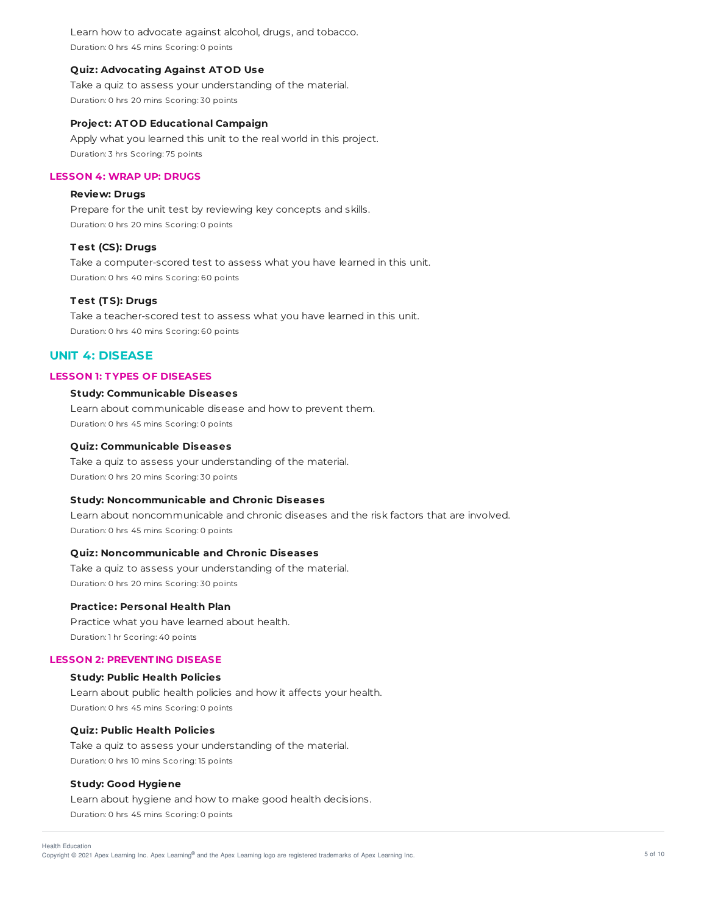Learn how to advocate against alcohol, drugs, and tobacco.

Duration: 0 hrs 45 mins Scoring: 0 points

**Quiz: Advocating Against ATOD Use**

Take a quiz to assess your understanding of the material.

Duration: 0 hrs 20 mins Scoring: 30 points

**Project: ATOD Educational Campaign**

Apply what you learned this unit to the real world in this project.

Duration: 3 hrs Scoring: 75 points

### LESSON 4: WRAP UP: DRUGS

**Review: Drugs**

Prepare for the unit test by reviewing key concepts and skills.

Duration: 0 hrs 20 mins Scoring: 0 points

**Test (CS): Drugs**

Take a computer-scored test to assess what you have learned in this unit.

Duration: 0 hrs 40 mins Scoring: 60 points

**Test (TS): Drugs**

Take a teacher-scored test to assess what you have learned in this unit.

Duration: 0 hrs 40 mins Scoring: 60 points

## UNIT 4: DISEASE

### LESSON 1: TYPES OF DISEASES

**Study: Communicable Diseases**

Learn about communicable disease and how to prevent them.

Duration: 0 hrs 45 mins Scoring: 0 points

**Quiz: Communicable Diseases**

Take a quiz to assess your understanding of the material.

Duration: 0 hrs 20 mins Scoring: 30 points

**Study: Noncommunicable and Chronic Diseases**

Learn about noncommunicable and chronic diseases and the risk factors that are involved.

Duration: 0 hrs 45 mins Scoring: 0 points

**Quiz: Noncommunicable and Chronic Diseases**

Take a quiz to assess your understanding of the material.

Duration: 0 hrs 20 mins Scoring: 30 points

**Practice: Personal Health Plan**

Practice what you have learned about health.

Duration: 1 hr Scoring: 40 points

### LESSON 2: PREVENTING DISEASE

**Study: Public Health Policies**

Learn about public health policies and how it affects your health.

Duration: 0 hrs 45 mins Scoring: 0 points

**Quiz: Public Health Policies**

Take a quiz to assess your understanding of the material.

Duration: 0 hrs 10 mins Scoring: 15 points

**Study: Good Hygiene**

Learn about hygiene and how to make good health decisions.

Duration: 0 hrs 45 mins Scoring: 0 points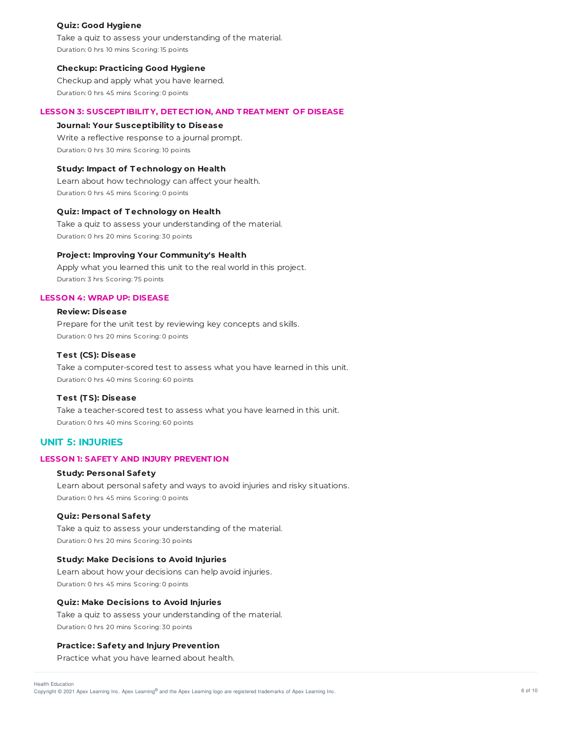#### Quiz: Good Hygiene

Take a quiz to assess your understanding of the material.

Duration: 0 hrs 10 mins Scoring: 15 points

#### Checkup: Practicing Good Hygiene

Checkup and apply what you have learned.

Duration: 0 hrs 45 mins Scoring: 0 points

### LESSON 3: SUSCEPTIBILITY, DETECTION, AND TREATMENT OF DISEASE

#### Journal: Your Susceptibility to Disease

Write a reflective response to a journal prompt.

Duration: 0 hrs 30 mins Scoring: 10 points

#### Study: Impact of Technology on Health

Learn about how technology can affect your health.

Duration: 0 hrs 45 mins Scoring: 0 points

#### Quiz: Impact of Technology on Health

Take a quiz to assess your understanding of the material.

Duration: 0 hrs 20 mins Scoring: 30 points

#### Project: Improving Your Community's Health

Apply what you learned this unit to the real world in this project.

Duration: 3 hrs Scoring: 75 points

### LESSON 4: WRAP UP: DISEASE

#### Review: Disease

Prepare for the unit test by reviewing key concepts and skills.

Duration: 0 hrs 20 mins Scoring: 0 points

#### Test (CS): Disease

Take a computer-scored test to assess what you have learned in this unit.

Duration: 0 hrs 40 mins Scoring: 60 points

#### Test (TS): Disease

Take a teacher-scored test to assess what you have learned in this unit.

Duration: 0 hrs 40 mins Scoring: 60 points

## UNIT 5: INJURIES

### LESSON 1: SAFETY AND INJURY PREVENTION

#### Study: Personal Safety

Learn about personal safety and ways to avoid injuries and risky situations.

Duration: 0 hrs 45 mins Scoring: 0 points

#### Quiz: Personal Safety

Take a quiz to assess your understanding of the material.

Duration: 0 hrs 20 mins Scoring: 30 points

#### Study: Make Decisions to Avoid Injuries

Learn about how your decisions can help avoid injuries.

Duration: 0 hrs 45 mins Scoring: 0 points

#### Quiz: Make Decisions to Avoid Injuries

Take a quiz to assess your understanding of the material.

Duration: 0 hrs 20 mins Scoring: 30 points

#### Practice: Safety and Injury Prevention

Practice what you have learned about health.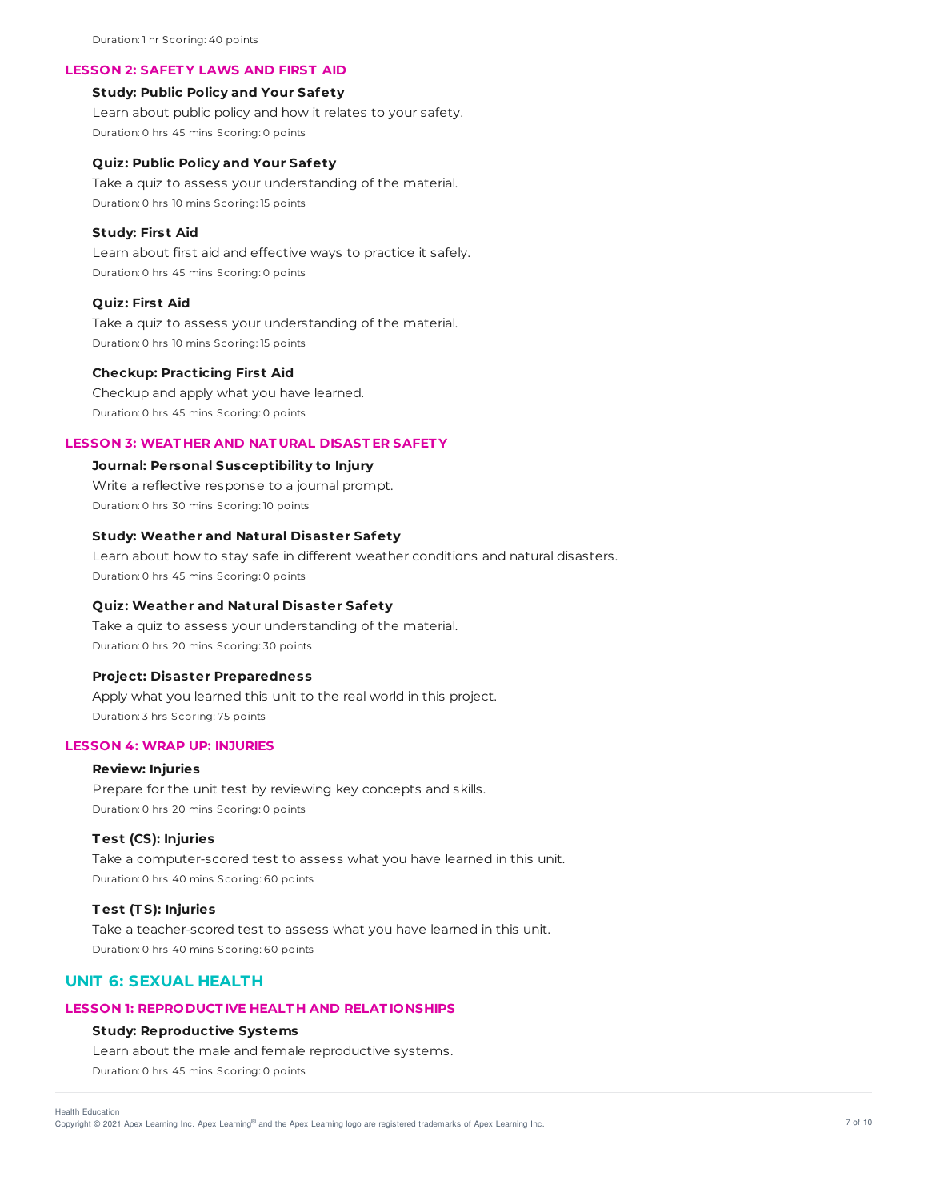Duration: 1 hr Scoring: 40 points

### LESSON 2: SAFETY LAWS AND FIRST AID

**Study: Public Policy and Your Safety**

Learn about public policy and how it relates to your safety.

Duration: 0 hrs 45 mins Scoring: 0 points

**Quiz: Public Policy and Your Safety**

Take a quiz to assess your understanding of the material.

Duration: 0 hrs 10 mins Scoring: 15 points

**Study: First Aid**

Learn about first aid and effective ways to practice it safely.

Duration: 0 hrs 45 mins Scoring: 0 points

**Quiz: First Aid**

Take a quiz to assess your understanding of the material.

Duration: 0 hrs 10 mins Scoring: 15 points

**Checkup: Practicing First Aid**

Checkup and apply what you have learned.

Duration: 0 hrs 45 mins Scoring: 0 points

### LESSON 3: WEATHER AND NATURAL DISASTER SAFETY

**Journal: Personal Susceptibility to Injury**

Write a reflective response to a journal prompt.

Duration: 0 hrs 30 mins Scoring: 10 points

**Study: Weather and Natural Disaster Safety**

Learn about how to stay safe in different weather conditions and natural disasters.

Duration: 0 hrs 45 mins Scoring: 0 points

**Quiz: Weather and Natural Disaster Safety**

Take a quiz to assess your understanding of the material.

Duration: 0 hrs 20 mins Scoring: 30 points

**Project: Disaster Preparedness**

Apply what you learned this unit to the real world in this project.

Duration: 3 hrs Scoring: 75 points

### LESSON 4: WRAP UP: INJURIES

**Review: Injuries**

Prepare for the unit test by reviewing key concepts and skills.

Duration: 0 hrs 20 mins Scoring: 0 points

**Test (CS): Injuries**

Take a computer-scored test to assess what you have learned in this unit.

Duration: 0 hrs 40 mins Scoring: 60 points

**Test (TS): Injuries**

Take a teacher-scored test to assess what you have learned in this unit.

Duration: 0 hrs 40 mins Scoring: 60 points

## UNIT 6: SEXUAL HEALTH

### LESSON 1: REPRODUCTIVE HEALTH AND RELATIONSHIPS

**Study: Reproductive Systems**

Learn about the male and female reproductive systems.

Duration: 0 hrs 45 mins Scoring: 0 points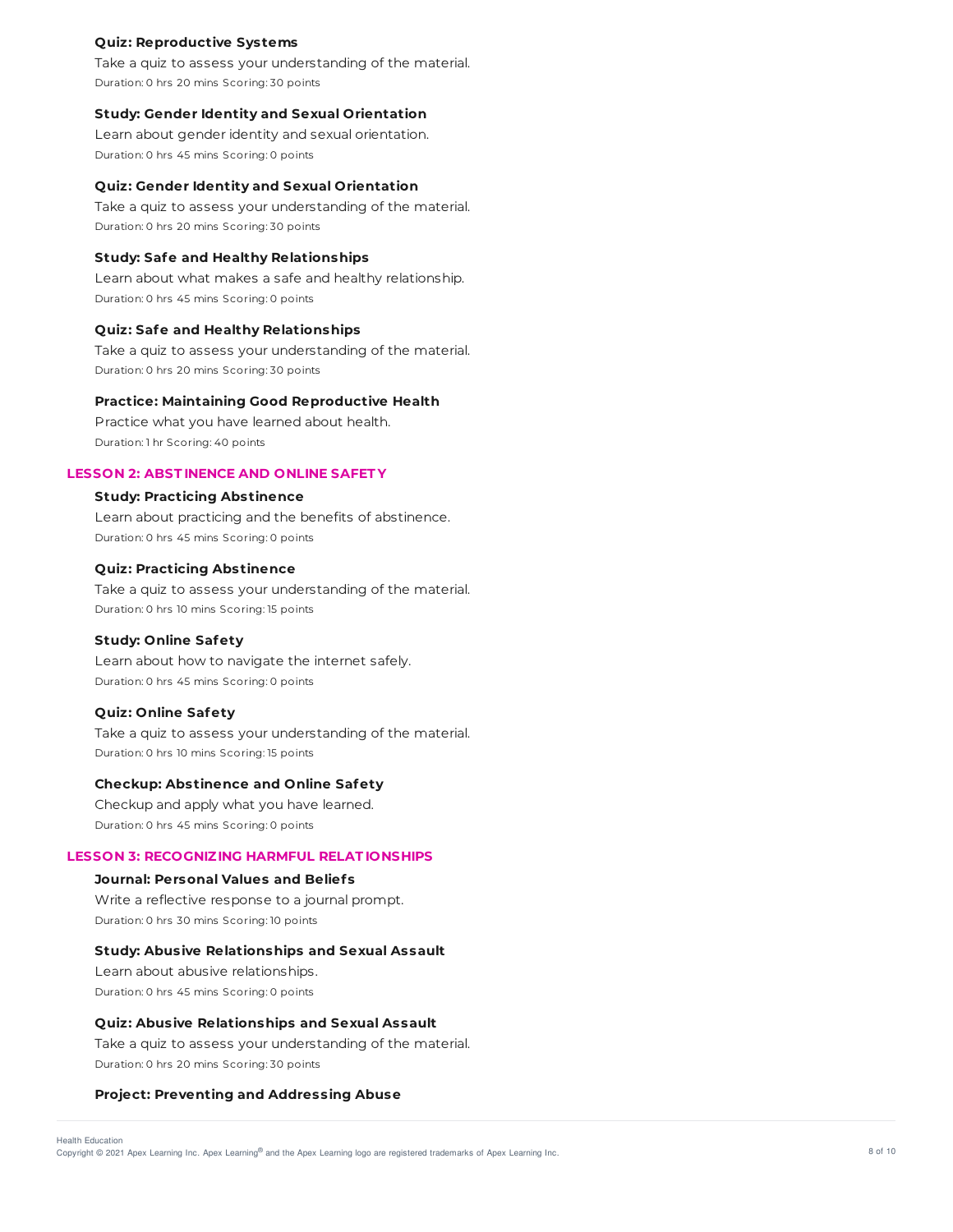#### Quiz: Reproductive Systems

Take a quiz to assess your understanding of the material.

Duration: 0 hrs 20 mins Scoring: 30 points

#### Study: Gender Identity and Sexual Orientation

Learn about gender identity and sexual orientation.

Duration: 0 hrs 45 mins Scoring: 0 points

#### Quiz: Gender Identity and Sexual Orientation

Take a quiz to assess your understanding of the material.

Duration: 0 hrs 20 mins Scoring: 30 points

#### Study: Safe and Healthy Relationships

Learn about what makes a safe and healthy relationship.

Duration: 0 hrs 45 mins Scoring: 0 points

#### Quiz: Safe and Healthy Relationships

Take a quiz to assess your understanding of the material.

Duration: 0 hrs 20 mins Scoring: 30 points

#### Practice: Maintaining Good Reproductive Health

Practice what you have learned about health.

Duration: 1 hr Scoring: 40 points

### LESSON 2: ABSTINENCE AND ONLINE SAFETY

#### Study: Practicing Abstinence

Learn about practicing and the benefits of abstinence.

Duration: 0 hrs 45 mins Scoring: 0 points

#### Quiz: Practicing Abstinence

Take a quiz to assess your understanding of the material.

Duration: 0 hrs 10 mins Scoring: 15 points

#### Study: Online Safety

Learn about how to navigate the internet safely.

Duration: 0 hrs 45 mins Scoring: 0 points

#### Quiz: Online Safety

Take a quiz to assess your understanding of the material.

Duration: 0 hrs 10 mins Scoring: 15 points

#### Checkup: Abstinence and Online Safety

Checkup and apply what you have learned.

Duration: 0 hrs 45 mins Scoring: 0 points

### LESSON 3: RECOGNIZING HARMFUL RELATIONSHIPS

#### Journal: Personal Values and Beliefs

Write a reflective response to a journal prompt.

Duration: 0 hrs 30 mins Scoring: 10 points

#### Study: Abusive Relationships and Sexual Assault

Learn about abusive relationships.

Duration: 0 hrs 45 mins Scoring: 0 points

#### Quiz: Abusive Relationships and Sexual Assault

Take a quiz to assess your understanding of the material.

Duration: 0 hrs 20 mins Scoring: 30 points

#### Project: Preventing and Addressing Abuse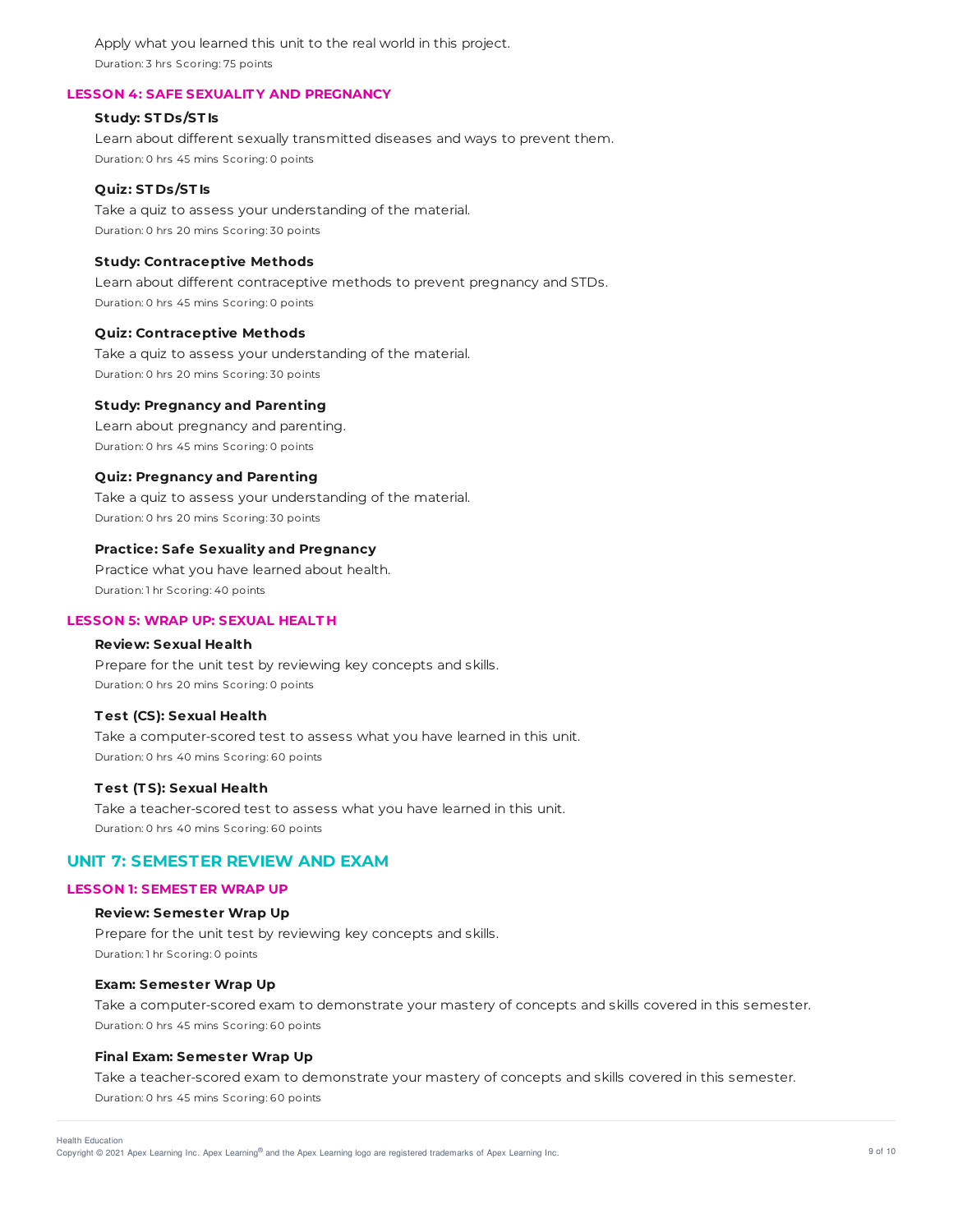Apply what you learned this unit to the real world in this project.

Duration: 3 hrs Scoring: 75 points

### LESSON 4: SAFE SEXUALITY AND PREGNANCY

**Study: STDs/STIs**

Learn about different sexually transmitted diseases and ways to prevent them.

Duration: 0 hrs 45 mins Scoring: 0 points

**Quiz: STDs/STIs**

Take a quiz to assess your understanding of the material.

Duration: 0 hrs 20 mins Scoring: 30 points

**Study: Contraceptive Methods**

Learn about different contraceptive methods to prevent pregnancy and STDs.

Duration: 0 hrs 45 mins Scoring: 0 points

**Quiz: Contraceptive Methods**

Take a quiz to assess your understanding of the material.

Duration: 0 hrs 20 mins Scoring: 30 points

**Study: Pregnancy and Parenting**

Learn about pregnancy and parenting.

Duration: 0 hrs 45 mins Scoring: 0 points

**Quiz: Pregnancy and Parenting**

Take a quiz to assess your understanding of the material.

Duration: 0 hrs 20 mins Scoring: 30 points

**Practice: Safe Sexuality and Pregnancy**

Practice what you have learned about health.

Duration: 1 hr Scoring: 40 points

### LESSON 5: WRAP UP: SEXUAL HEALTH

**Review: Sexual Health**

Prepare for the unit test by reviewing key concepts and skills.

Duration: 0 hrs 20 mins Scoring: 0 points

**Test (CS): Sexual Health**

Take a computer-scored test to assess what you have learned in this unit.

Duration: 0 hrs 40 mins Scoring: 60 points

**Test (TS): Sexual Health**

Take a teacher-scored test to assess what you have learned in this unit.

Duration: 0 hrs 40 mins Scoring: 60 points

## UNIT 7: SEMESTER REVIEW AND EXAM

### LESSON 1: SEMESTER WRAP UP

**Review: Semester Wrap Up**

Prepare for the unit test by reviewing key concepts and skills.

Duration: 1 hr Scoring: 0 points

**Exam: Semester Wrap Up**

Take a computer-scored exam to demonstrate your mastery of concepts and skills covered in this semester.

Duration: 0 hrs 45 mins Scoring: 60 points

**Final Exam: Semester Wrap Up**

Take a teacher-scored exam to demonstrate your mastery of concepts and skills covered in this semester.

Duration: 0 hrs 45 mins Scoring: 60 points